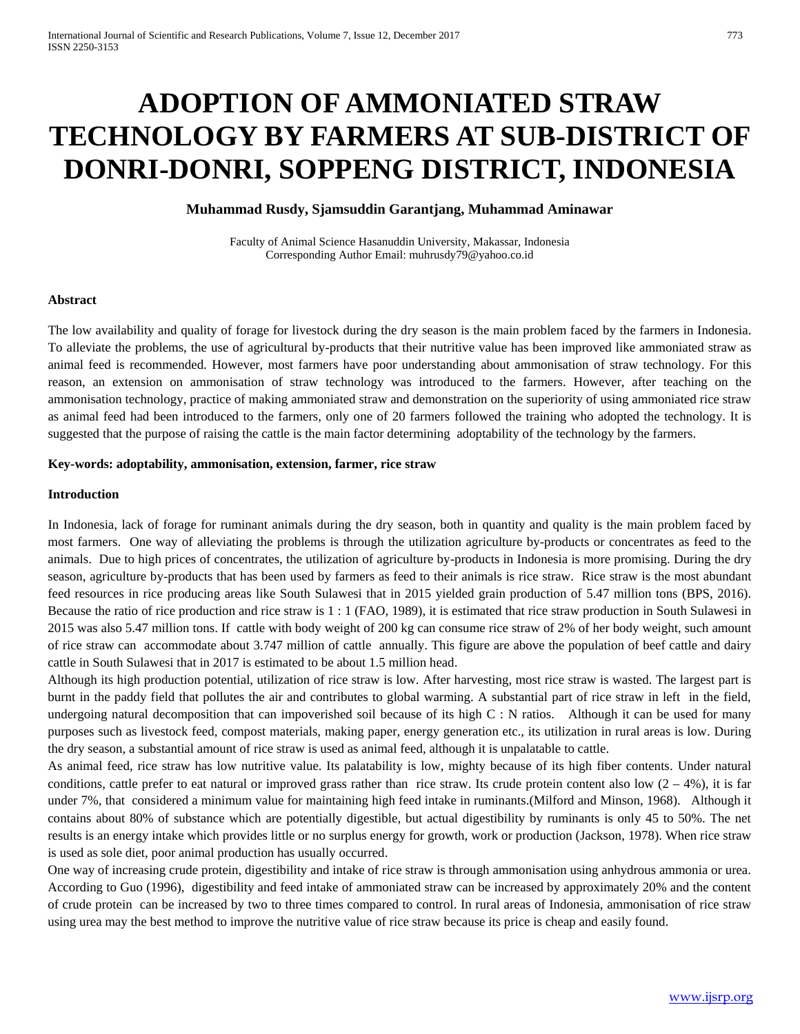# ADOPTION OF AMMONIATED STRAW TECHNOLOGY BY FARMERS AT SUB-DISTRICT OF DONRI-DONRI, SOPPENG DISTRICT, INDONESIA

**Muhammad Rusdy, Sjamsuddin Garantjang, Muhammad Aminawar**

Faculty of Animal Science Hasanuddin University, Makassar, Indonesia
Corresponding Author Email: muhrusdy79@yahoo.co.id

### Abstract

The low availability and quality of forage for livestock during the dry season is the main problem faced by the farmers in Indonesia. To alleviate the problems, the use of agricultural by-products that their nutritive value has been improved like ammoniated straw as animal feed is recommended. However, most farmers have poor understanding about ammonisation of straw technology. For this reason, an extension on ammonisation of straw technology was introduced to the farmers. However, after teaching on the ammonisation technology, practice of making ammoniated straw and demonstration on the superiority of using ammoniated rice straw as animal feed had been introduced to the farmers, only one of 20 farmers followed the training who adopted the technology. It is suggested that the purpose of raising the cattle is the main factor determining adoptability of the technology by the farmers.

**Key-words: adoptability, ammonisation, extension, farmer, rice straw**

### Introduction

In Indonesia, lack of forage for ruminant animals during the dry season, both in quantity and quality is the main problem faced by most farmers. One way of alleviating the problems is through the utilization agriculture by-products or concentrates as feed to the animals. Due to high prices of concentrates, the utilization of agriculture by-products in Indonesia is more promising. During the dry season, agriculture by-products that has been used by farmers as feed to their animals is rice straw. Rice straw is the most abundant feed resources in rice producing areas like South Sulawesi that in 2015 yielded grain production of 5.47 million tons (BPS, 2016). Because the ratio of rice production and rice straw is 1 : 1 (FAO, 1989), it is estimated that rice straw production in South Sulawesi in 2015 was also 5.47 million tons. If cattle with body weight of 200 kg can consume rice straw of 2% of her body weight, such amount of rice straw can accommodate about 3.747 million of cattle annually. This figure are above the population of beef cattle and dairy cattle in South Sulawesi that in 2017 is estimated to be about 1.5 million head.

Although its high production potential, utilization of rice straw is low. After harvesting, most rice straw is wasted. The largest part is burnt in the paddy field that pollutes the air and contributes to global warming. A substantial part of rice straw in left in the field, undergoing natural decomposition that can impoverished soil because of its high C : N ratios. Although it can be used for many purposes such as livestock feed, compost materials, making paper, energy generation etc., its utilization in rural areas is low. During the dry season, a substantial amount of rice straw is used as animal feed, although it is unpalatable to cattle.

As animal feed, rice straw has low nutritive value. Its palatability is low, mighty because of its high fiber contents. Under natural conditions, cattle prefer to eat natural or improved grass rather than rice straw. Its crude protein content also low (2 – 4%), it is far under 7%, that considered a minimum value for maintaining high feed intake in ruminants.(Milford and Minson, 1968). Although it contains about 80% of substance which are potentially digestible, but actual digestibility by ruminants is only 45 to 50%. The net results is an energy intake which provides little or no surplus energy for growth, work or production (Jackson, 1978). When rice straw is used as sole diet, poor animal production has usually occurred.

One way of increasing crude protein, digestibility and intake of rice straw is through ammonisation using anhydrous ammonia or urea. According to Guo (1996), digestibility and feed intake of ammoniated straw can be increased by approximately 20% and the content of crude protein can be increased by two to three times compared to control. In rural areas of Indonesia, ammonisation of rice straw using urea may the best method to improve the nutritive value of rice straw because its price is cheap and easily found.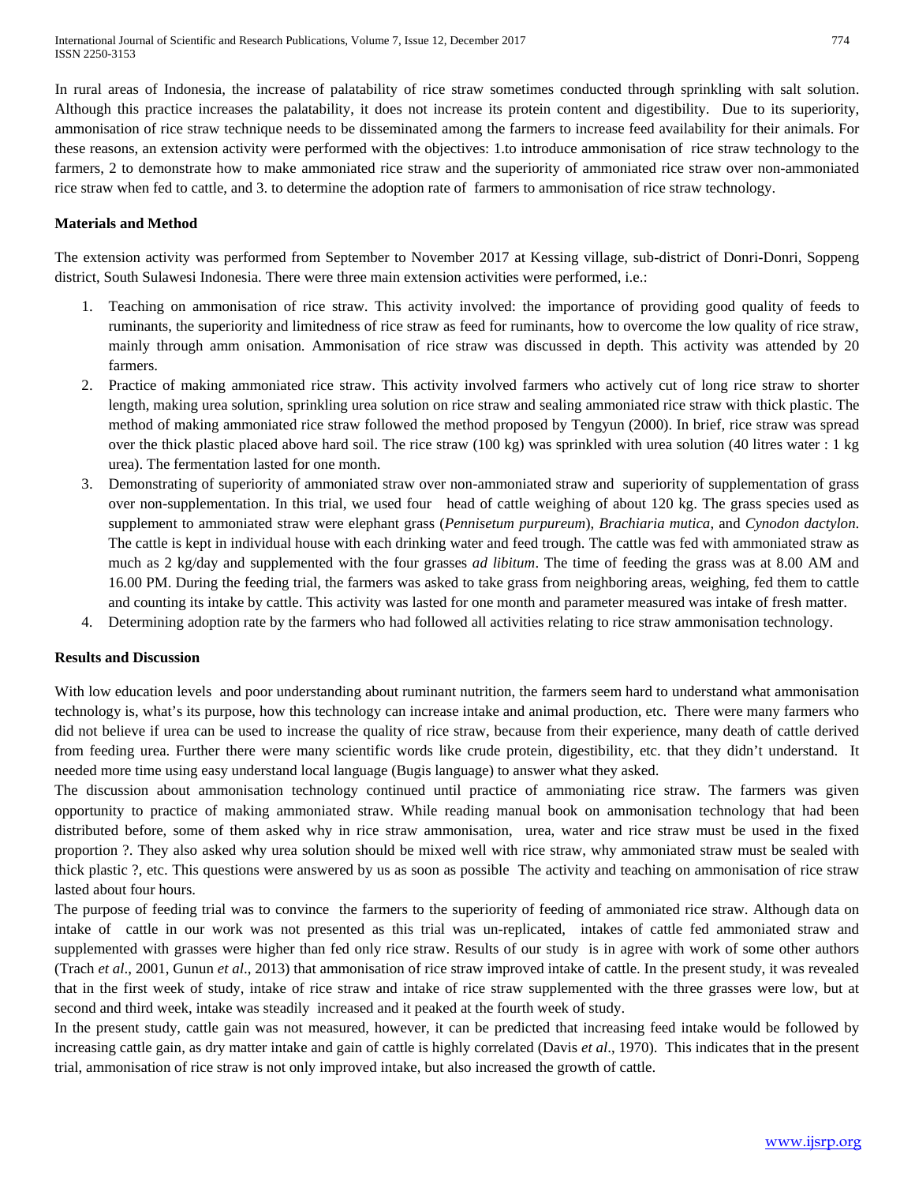In rural areas of Indonesia, the increase of palatability of rice straw sometimes conducted through sprinkling with salt solution. Although this practice increases the palatability, it does not increase its protein content and digestibility. Due to its superiority, ammonisation of rice straw technique needs to be disseminated among the farmers to increase feed availability for their animals. For these reasons, an extension activity were performed with the objectives: 1.to introduce ammonisation of rice straw technology to the farmers, 2 to demonstrate how to make ammoniated rice straw and the superiority of ammoniated rice straw over non-ammoniated rice straw when fed to cattle, and 3. to determine the adoption rate of farmers to ammonisation of rice straw technology.

**Materials and Method**

The extension activity was performed from September to November 2017 at Kessing village, sub-district of Donri-Donri, Soppeng district, South Sulawesi Indonesia. There were three main extension activities were performed, i.e.:

1. Teaching on ammonisation of rice straw. This activity involved: the importance of providing good quality of feeds to ruminants, the superiority and limitedness of rice straw as feed for ruminants, how to overcome the low quality of rice straw, mainly through amm onisation. Ammonisation of rice straw was discussed in depth. This activity was attended by 20 farmers.
2. Practice of making ammoniated rice straw. This activity involved farmers who actively cut of long rice straw to shorter length, making urea solution, sprinkling urea solution on rice straw and sealing ammoniated rice straw with thick plastic. The method of making ammoniated rice straw followed the method proposed by Tengyun (2000). In brief, rice straw was spread over the thick plastic placed above hard soil. The rice straw (100 kg) was sprinkled with urea solution (40 litres water : 1 kg urea). The fermentation lasted for one month.
3. Demonstrating of superiority of ammoniated straw over non-ammoniated straw and superiority of supplementation of grass over non-supplementation. In this trial, we used four head of cattle weighing of about 120 kg. The grass species used as supplement to ammoniated straw were elephant grass (*Pennisetum purpureum*), *Brachiaria mutica*, and *Cynodon dactylon*. The cattle is kept in individual house with each drinking water and feed trough. The cattle was fed with ammoniated straw as much as 2 kg/day and supplemented with the four grasses *ad libitum*. The time of feeding the grass was at 8.00 AM and 16.00 PM. During the feeding trial, the farmers was asked to take grass from neighboring areas, weighing, fed them to cattle and counting its intake by cattle. This activity was lasted for one month and parameter measured was intake of fresh matter.
4. Determining adoption rate by the farmers who had followed all activities relating to rice straw ammonisation technology.

**Results and Discussion**

With low education levels and poor understanding about ruminant nutrition, the farmers seem hard to understand what ammonisation technology is, what's its purpose, how this technology can increase intake and animal production, etc. There were many farmers who did not believe if urea can be used to increase the quality of rice straw, because from their experience, many death of cattle derived from feeding urea. Further there were many scientific words like crude protein, digestibility, etc. that they didn't understand. It needed more time using easy understand local language (Bugis language) to answer what they asked.

The discussion about ammonisation technology continued until practice of ammoniating rice straw. The farmers was given opportunity to practice of making ammoniated straw. While reading manual book on ammonisation technology that had been distributed before, some of them asked why in rice straw ammonisation, urea, water and rice straw must be used in the fixed proportion ?. They also asked why urea solution should be mixed well with rice straw, why ammoniated straw must be sealed with thick plastic ?, etc. This questions were answered by us as soon as possible The activity and teaching on ammonisation of rice straw lasted about four hours.

The purpose of feeding trial was to convince the farmers to the superiority of feeding of ammoniated rice straw. Although data on intake of cattle in our work was not presented as this trial was un-replicated, intakes of cattle fed ammoniated straw and supplemented with grasses were higher than fed only rice straw. Results of our study is in agree with work of some other authors (Trach *et al*., 2001, Gunun *et al*., 2013) that ammonisation of rice straw improved intake of cattle. In the present study, it was revealed that in the first week of study, intake of rice straw and intake of rice straw supplemented with the three grasses were low, but at second and third week, intake was steadily increased and it peaked at the fourth week of study.

In the present study, cattle gain was not measured, however, it can be predicted that increasing feed intake would be followed by increasing cattle gain, as dry matter intake and gain of cattle is highly correlated (Davis *et al*., 1970). This indicates that in the present trial, ammonisation of rice straw is not only improved intake, but also increased the growth of cattle.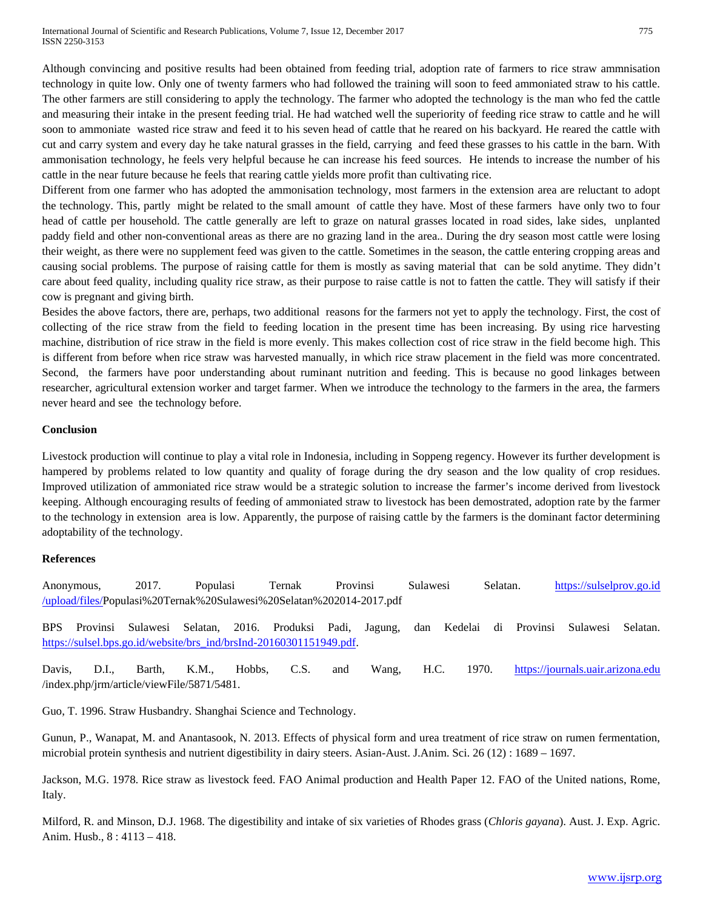Although convincing and positive results had been obtained from feeding trial, adoption rate of farmers to rice straw ammnisation technology in quite low. Only one of twenty farmers who had followed the training will soon to feed ammoniated straw to his cattle. The other farmers are still considering to apply the technology. The farmer who adopted the technology is the man who fed the cattle and measuring their intake in the present feeding trial. He had watched well the superiority of feeding rice straw to cattle and he will soon to ammoniate wasted rice straw and feed it to his seven head of cattle that he reared on his backyard. He reared the cattle with cut and carry system and every day he take natural grasses in the field, carrying and feed these grasses to his cattle in the barn. With ammonisation technology, he feels very helpful because he can increase his feed sources. He intends to increase the number of his cattle in the near future because he feels that rearing cattle yields more profit than cultivating rice.

Different from one farmer who has adopted the ammonisation technology, most farmers in the extension area are reluctant to adopt the technology. This, partly might be related to the small amount of cattle they have. Most of these farmers have only two to four head of cattle per household. The cattle generally are left to graze on natural grasses located in road sides, lake sides, unplanted paddy field and other non-conventional areas as there are no grazing land in the area.. During the dry season most cattle were losing their weight, as there were no supplement feed was given to the cattle. Sometimes in the season, the cattle entering cropping areas and causing social problems. The purpose of raising cattle for them is mostly as saving material that can be sold anytime. They didn't care about feed quality, including quality rice straw, as their purpose to raise cattle is not to fatten the cattle. They will satisfy if their cow is pregnant and giving birth.

Besides the above factors, there are, perhaps, two additional reasons for the farmers not yet to apply the technology. First, the cost of collecting of the rice straw from the field to feeding location in the present time has been increasing. By using rice harvesting machine, distribution of rice straw in the field is more evenly. This makes collection cost of rice straw in the field become high. This is different from before when rice straw was harvested manually, in which rice straw placement in the field was more concentrated. Second, the farmers have poor understanding about ruminant nutrition and feeding. This is because no good linkages between researcher, agricultural extension worker and target farmer. When we introduce the technology to the farmers in the area, the farmers never heard and see the technology before.

**Conclusion**

Livestock production will continue to play a vital role in Indonesia, including in Soppeng regency. However its further development is hampered by problems related to low quantity and quality of forage during the dry season and the low quality of crop residues. Improved utilization of ammoniated rice straw would be a strategic solution to increase the farmer's income derived from livestock keeping. Although encouraging results of feeding of ammoniated straw to livestock has been demostrated, adoption rate by the farmer to the technology in extension area is low. Apparently, the purpose of raising cattle by the farmers is the dominant factor determining adoptability of the technology.

**References**

Anonymous, 2017. Populasi Ternak Provinsi Sulawesi Selatan. https://sulselprov.go.id/upload/files/Populasi%20Ternak%20Sulawesi%20Selatan%202014-2017.pdf

BPS Provinsi Sulawesi Selatan, 2016. Produksi Padi, Jagung, dan Kedelai di Provinsi Sulawesi Selatan. https://sulsel.bps.go.id/website/brs_ind/brsInd-20160301151949.pdf.

Davis, D.I., Barth, K.M., Hobbs, C.S. and Wang, H.C. 1970. https://journals.uair.arizona.edu/index.php/jrm/article/viewFile/5871/5481.

Guo, T. 1996. Straw Husbandry. Shanghai Science and Technology.

Gunun, P., Wanapat, M. and Anantasook, N. 2013. Effects of physical form and urea treatment of rice straw on rumen fermentation, microbial protein synthesis and nutrient digestibility in dairy steers. Asian-Aust. J.Anim. Sci. 26 (12) : 1689 – 1697.

Jackson, M.G. 1978. Rice straw as livestock feed. FAO Animal production and Health Paper 12. FAO of the United nations, Rome, Italy.

Milford, R. and Minson, D.J. 1968. The digestibility and intake of six varieties of Rhodes grass (*Chloris gayana*). Aust. J. Exp. Agric. Anim. Husb., 8 : 4113 – 418.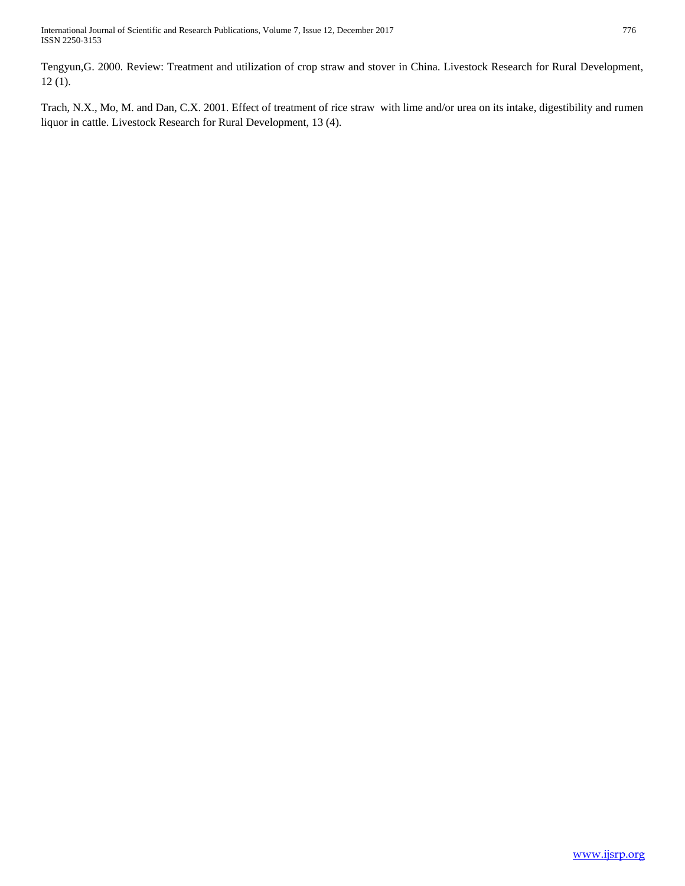Tengyun,G. 2000. Review: Treatment and utilization of crop straw and stover in China. Livestock Research for Rural Development, 12 (1).

Trach, N.X., Mo, M. and Dan, C.X. 2001. Effect of treatment of rice straw with lime and/or urea on its intake, digestibility and rumen liquor in cattle. Livestock Research for Rural Development, 13 (4).